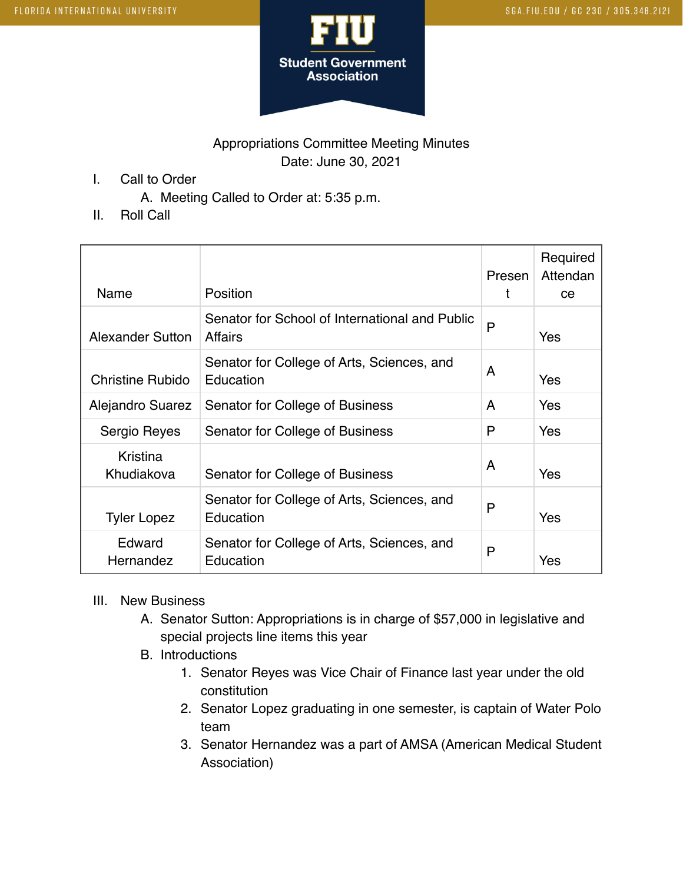Appropriations Committee Meeting Minutes

Date: June 30, 2021

I. Call to Order
   A. Meeting Called to Order at: 5:35 p.m.

II. Roll Call

| Name | Position | Present | Required Attendance |
|---|---|---|---|
| Alexander Sutton | Senator for School of International and Public Affairs | P | Yes |
| Christine Rubido | Senator for College of Arts, Sciences, and Education | A | Yes |
| Alejandro Suarez | Senator for College of Business | A | Yes |
| Sergio Reyes | Senator for College of Business | P | Yes |
| Kristina Khudiakova | Senator for College of Business | A | Yes |
| Tyler Lopez | Senator for College of Arts, Sciences, and Education | P | Yes |
| Edward Hernandez | Senator for College of Arts, Sciences, and Education | P | Yes |

III. New Business
   A. Senator Sutton: Appropriations is in charge of $57,000 in legislative and special projects line items this year
   B. Introductions
      1. Senator Reyes was Vice Chair of Finance last year under the old constitution
      2. Senator Lopez graduating in one semester, is captain of Water Polo team
      3. Senator Hernandez was a part of AMSA (American Medical Student Association)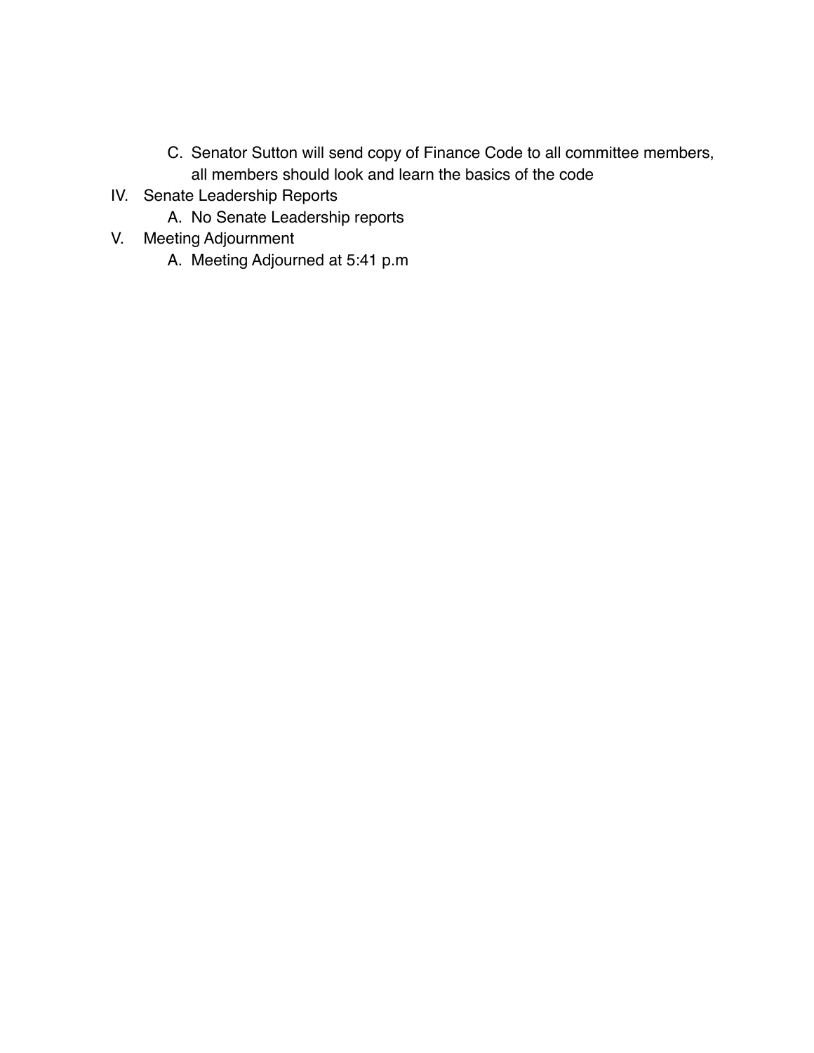C. Senator Sutton will send copy of Finance Code to all committee members, all members should look and learn the basics of the code

IV. Senate Leadership Reports

A. No Senate Leadership reports

V. Meeting Adjournment

A. Meeting Adjourned at 5:41 p.m